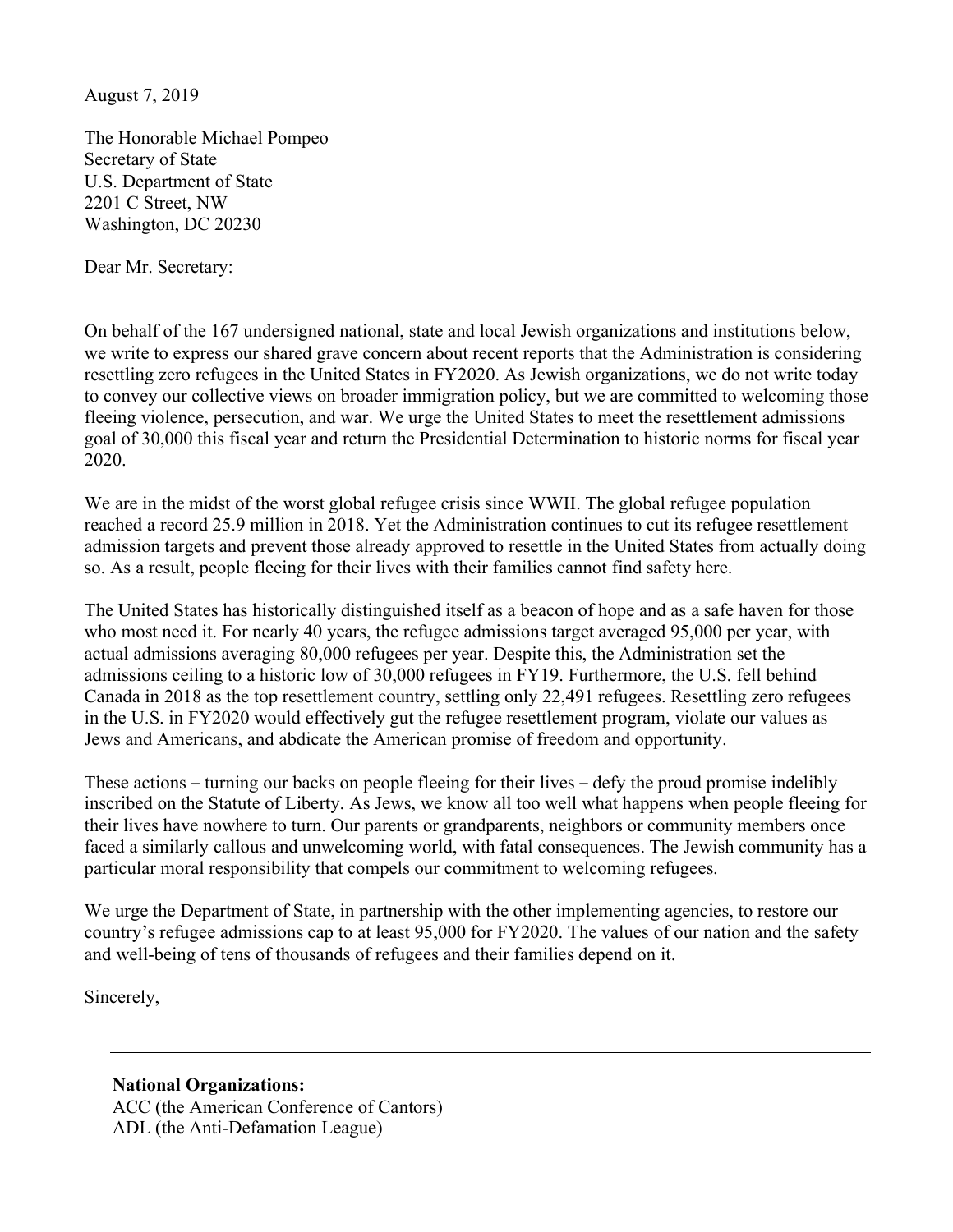August 7, 2019

The Honorable Michael Pompeo
Secretary of State
U.S. Department of State
2201 C Street, NW
Washington, DC 20230

Dear Mr. Secretary:

On behalf of the 167 undersigned national, state and local Jewish organizations and institutions below, we write to express our shared grave concern about recent reports that the Administration is considering resettling zero refugees in the United States in FY2020. As Jewish organizations, we do not write today to convey our collective views on broader immigration policy, but we are committed to welcoming those fleeing violence, persecution, and war. We urge the United States to meet the resettlement admissions goal of 30,000 this fiscal year and return the Presidential Determination to historic norms for fiscal year 2020.

We are in the midst of the worst global refugee crisis since WWII. The global refugee population reached a record 25.9 million in 2018. Yet the Administration continues to cut its refugee resettlement admission targets and prevent those already approved to resettle in the United States from actually doing so. As a result, people fleeing for their lives with their families cannot find safety here.

The United States has historically distinguished itself as a beacon of hope and as a safe haven for those who most need it. For nearly 40 years, the refugee admissions target averaged 95,000 per year, with actual admissions averaging 80,000 refugees per year. Despite this, the Administration set the admissions ceiling to a historic low of 30,000 refugees in FY19. Furthermore, the U.S. fell behind Canada in 2018 as the top resettlement country, settling only 22,491 refugees. Resettling zero refugees in the U.S. in FY2020 would effectively gut the refugee resettlement program, violate our values as Jews and Americans, and abdicate the American promise of freedom and opportunity.

These actions – turning our backs on people fleeing for their lives – defy the proud promise indelibly inscribed on the Statute of Liberty. As Jews, we know all too well what happens when people fleeing for their lives have nowhere to turn. Our parents or grandparents, neighbors or community members once faced a similarly callous and unwelcoming world, with fatal consequences. The Jewish community has a particular moral responsibility that compels our commitment to welcoming refugees.

We urge the Department of State, in partnership with the other implementing agencies, to restore our country's refugee admissions cap to at least 95,000 for FY2020. The values of our nation and the safety and well-being of tens of thousands of refugees and their families depend on it.

Sincerely,

---

**National Organizations:**
ACC (the American Conference of Cantors)
ADL (the Anti-Defamation League)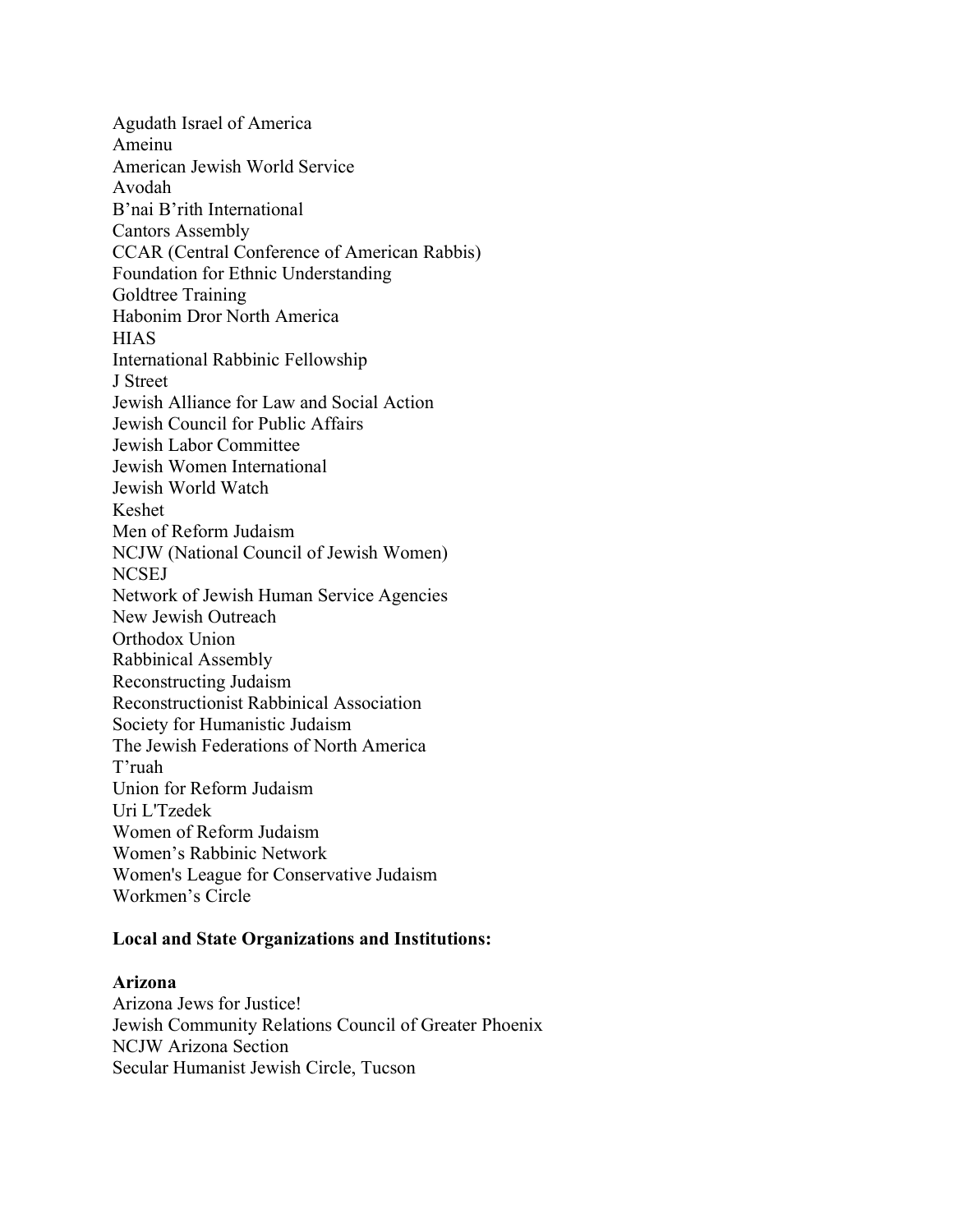Agudath Israel of America
Ameinu
American Jewish World Service
Avodah
B'nai B'rith International
Cantors Assembly
CCAR (Central Conference of American Rabbis)
Foundation for Ethnic Understanding
Goldtree Training
Habonim Dror North America
HIAS
International Rabbinic Fellowship
J Street
Jewish Alliance for Law and Social Action
Jewish Council for Public Affairs
Jewish Labor Committee
Jewish Women International
Jewish World Watch
Keshet
Men of Reform Judaism
NCJW (National Council of Jewish Women)
NCSEJ
Network of Jewish Human Service Agencies
New Jewish Outreach
Orthodox Union
Rabbinical Assembly
Reconstructing Judaism
Reconstructionist Rabbinical Association
Society for Humanistic Judaism
The Jewish Federations of North America
T'ruah
Union for Reform Judaism
Uri L'Tzedek
Women of Reform Judaism
Women's Rabbinic Network
Women's League for Conservative Judaism
Workmen's Circle

**Local and State Organizations and Institutions:**

**Arizona**
Arizona Jews for Justice!
Jewish Community Relations Council of Greater Phoenix
NCJW Arizona Section
Secular Humanist Jewish Circle, Tucson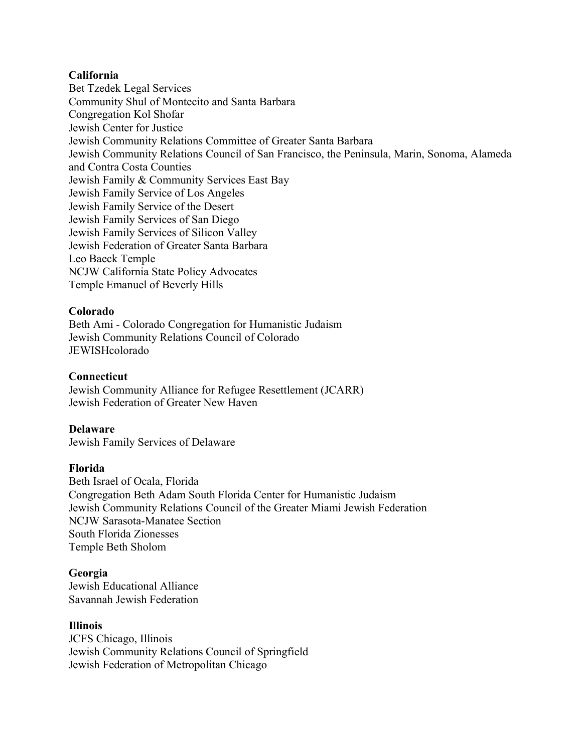**California**

Bet Tzedek Legal Services
Community Shul of Montecito and Santa Barbara
Congregation Kol Shofar
Jewish Center for Justice
Jewish Community Relations Committee of Greater Santa Barbara
Jewish Community Relations Council of San Francisco, the Peninsula, Marin, Sonoma, Alameda and Contra Costa Counties
Jewish Family & Community Services East Bay
Jewish Family Service of Los Angeles
Jewish Family Service of the Desert
Jewish Family Services of San Diego
Jewish Family Services of Silicon Valley
Jewish Federation of Greater Santa Barbara
Leo Baeck Temple
NCJW California State Policy Advocates
Temple Emanuel of Beverly Hills

**Colorado**

Beth Ami - Colorado Congregation for Humanistic Judaism
Jewish Community Relations Council of Colorado
JEWISHcolorado

**Connecticut**

Jewish Community Alliance for Refugee Resettlement (JCARR)
Jewish Federation of Greater New Haven

**Delaware**

Jewish Family Services of Delaware

**Florida**

Beth Israel of Ocala, Florida
Congregation Beth Adam South Florida Center for Humanistic Judaism
Jewish Community Relations Council of the Greater Miami Jewish Federation
NCJW Sarasota-Manatee Section
South Florida Zionesses
Temple Beth Sholom

**Georgia**

Jewish Educational Alliance
Savannah Jewish Federation

**Illinois**

JCFS Chicago, Illinois
Jewish Community Relations Council of Springfield
Jewish Federation of Metropolitan Chicago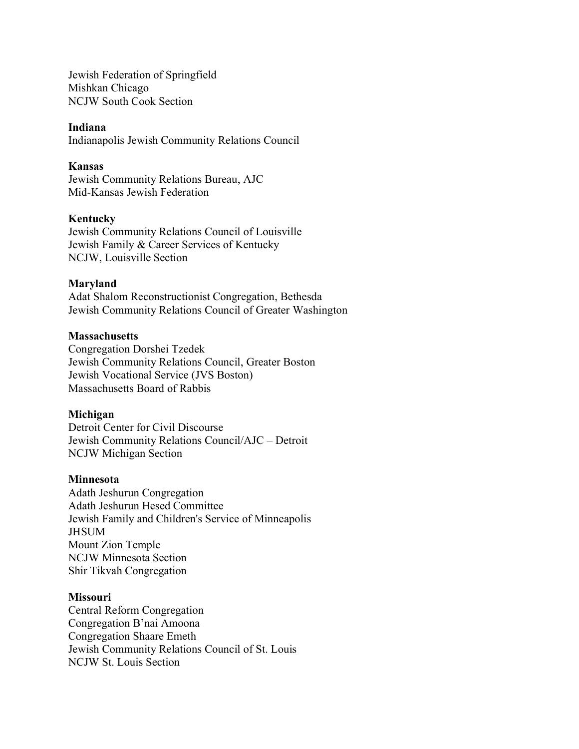Jewish Federation of Springfield
Mishkan Chicago
NCJW South Cook Section

**Indiana**
Indianapolis Jewish Community Relations Council

**Kansas**
Jewish Community Relations Bureau, AJC
Mid-Kansas Jewish Federation

**Kentucky**
Jewish Community Relations Council of Louisville
Jewish Family & Career Services of Kentucky
NCJW, Louisville Section

**Maryland**
Adat Shalom Reconstructionist Congregation, Bethesda
Jewish Community Relations Council of Greater Washington

**Massachusetts**
Congregation Dorshei Tzedek
Jewish Community Relations Council, Greater Boston
Jewish Vocational Service (JVS Boston)
Massachusetts Board of Rabbis

**Michigan**
Detroit Center for Civil Discourse
Jewish Community Relations Council/AJC – Detroit
NCJW Michigan Section

**Minnesota**
Adath Jeshurun Congregation
Adath Jeshurun Hesed Committee
Jewish Family and Children's Service of Minneapolis
JHSUM
Mount Zion Temple
NCJW Minnesota Section
Shir Tikvah Congregation

**Missouri**
Central Reform Congregation
Congregation B'nai Amoona
Congregation Shaare Emeth
Jewish Community Relations Council of St. Louis
NCJW St. Louis Section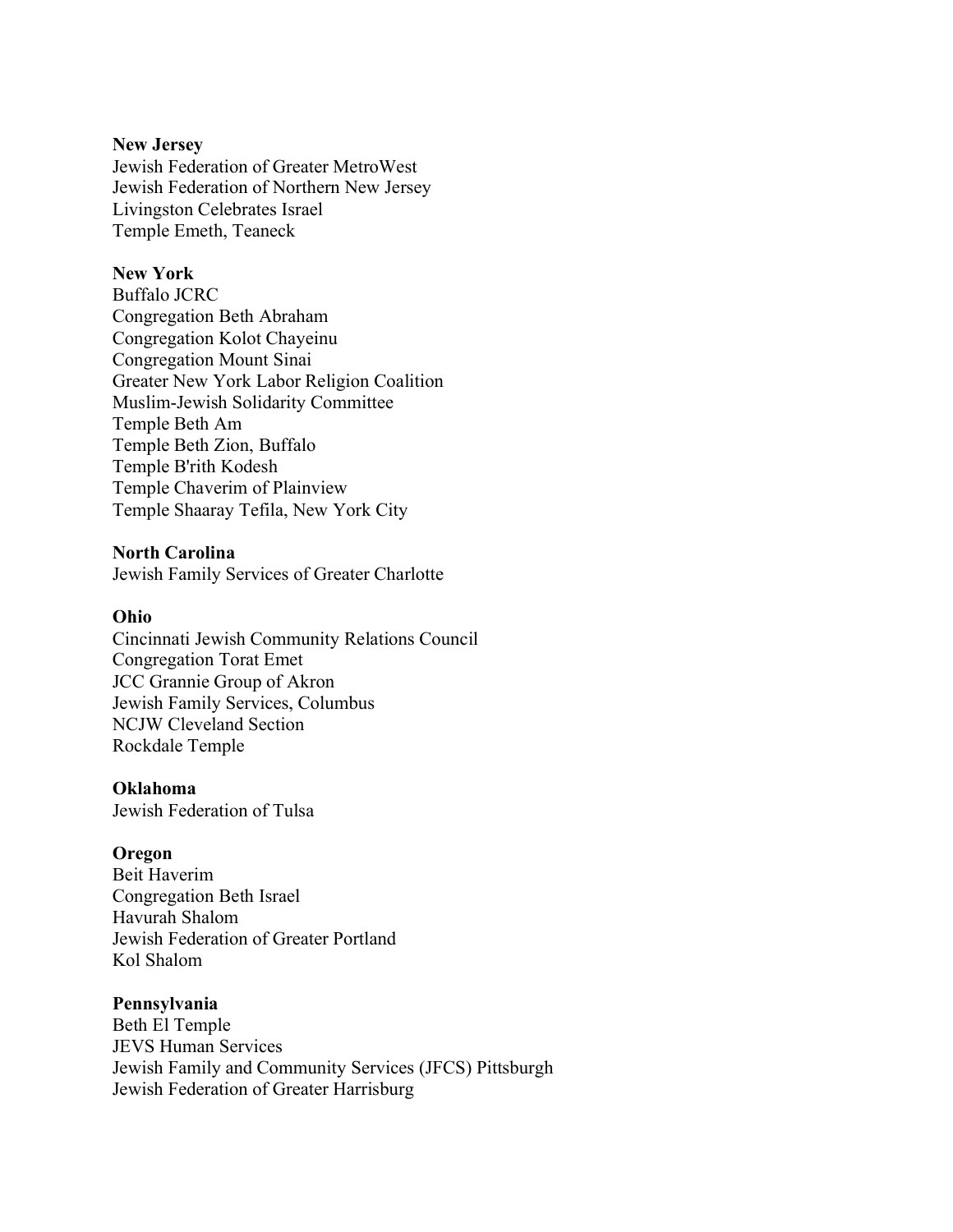**New Jersey**
Jewish Federation of Greater MetroWest
Jewish Federation of Northern New Jersey
Livingston Celebrates Israel
Temple Emeth, Teaneck

**New York**
Buffalo JCRC
Congregation Beth Abraham
Congregation Kolot Chayeinu
Congregation Mount Sinai
Greater New York Labor Religion Coalition
Muslim-Jewish Solidarity Committee
Temple Beth Am
Temple Beth Zion, Buffalo
Temple B'rith Kodesh
Temple Chaverim of Plainview
Temple Shaaray Tefila, New York City

**North Carolina**
Jewish Family Services of Greater Charlotte

**Ohio**
Cincinnati Jewish Community Relations Council
Congregation Torat Emet
JCC Grannie Group of Akron
Jewish Family Services, Columbus
NCJW Cleveland Section
Rockdale Temple

**Oklahoma**
Jewish Federation of Tulsa

**Oregon**
Beit Haverim
Congregation Beth Israel
Havurah Shalom
Jewish Federation of Greater Portland
Kol Shalom

**Pennsylvania**
Beth El Temple
JEVS Human Services
Jewish Family and Community Services (JFCS) Pittsburgh
Jewish Federation of Greater Harrisburg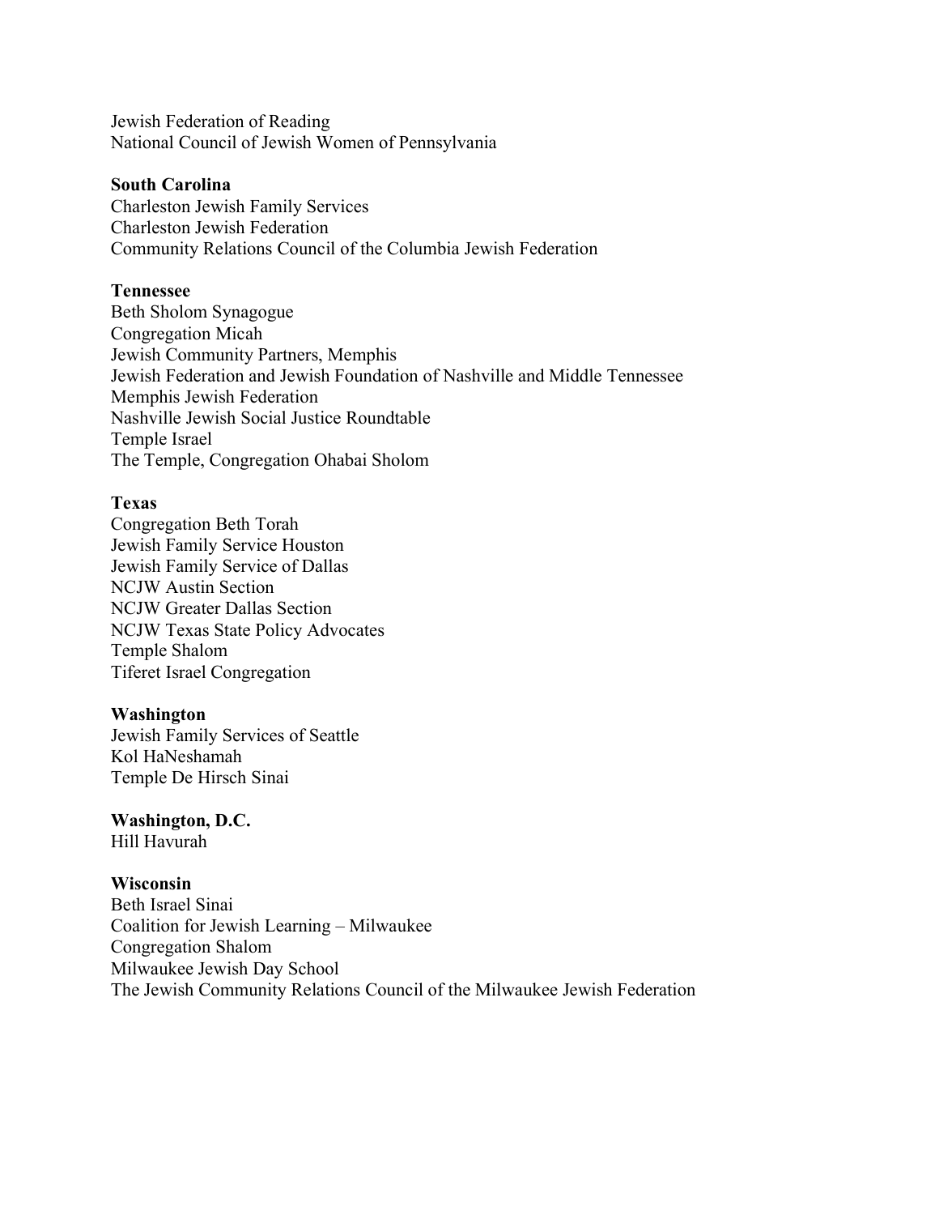Jewish Federation of Reading
National Council of Jewish Women of Pennsylvania

**South Carolina**
Charleston Jewish Family Services
Charleston Jewish Federation
Community Relations Council of the Columbia Jewish Federation

**Tennessee**
Beth Sholom Synagogue
Congregation Micah
Jewish Community Partners, Memphis
Jewish Federation and Jewish Foundation of Nashville and Middle Tennessee
Memphis Jewish Federation
Nashville Jewish Social Justice Roundtable
Temple Israel
The Temple, Congregation Ohabai Sholom

**Texas**
Congregation Beth Torah
Jewish Family Service Houston
Jewish Family Service of Dallas
NCJW Austin Section
NCJW Greater Dallas Section
NCJW Texas State Policy Advocates
Temple Shalom
Tiferet Israel Congregation

**Washington**
Jewish Family Services of Seattle
Kol HaNeshamah
Temple De Hirsch Sinai

**Washington, D.C.**
Hill Havurah

**Wisconsin**
Beth Israel Sinai
Coalition for Jewish Learning – Milwaukee
Congregation Shalom
Milwaukee Jewish Day School
The Jewish Community Relations Council of the Milwaukee Jewish Federation